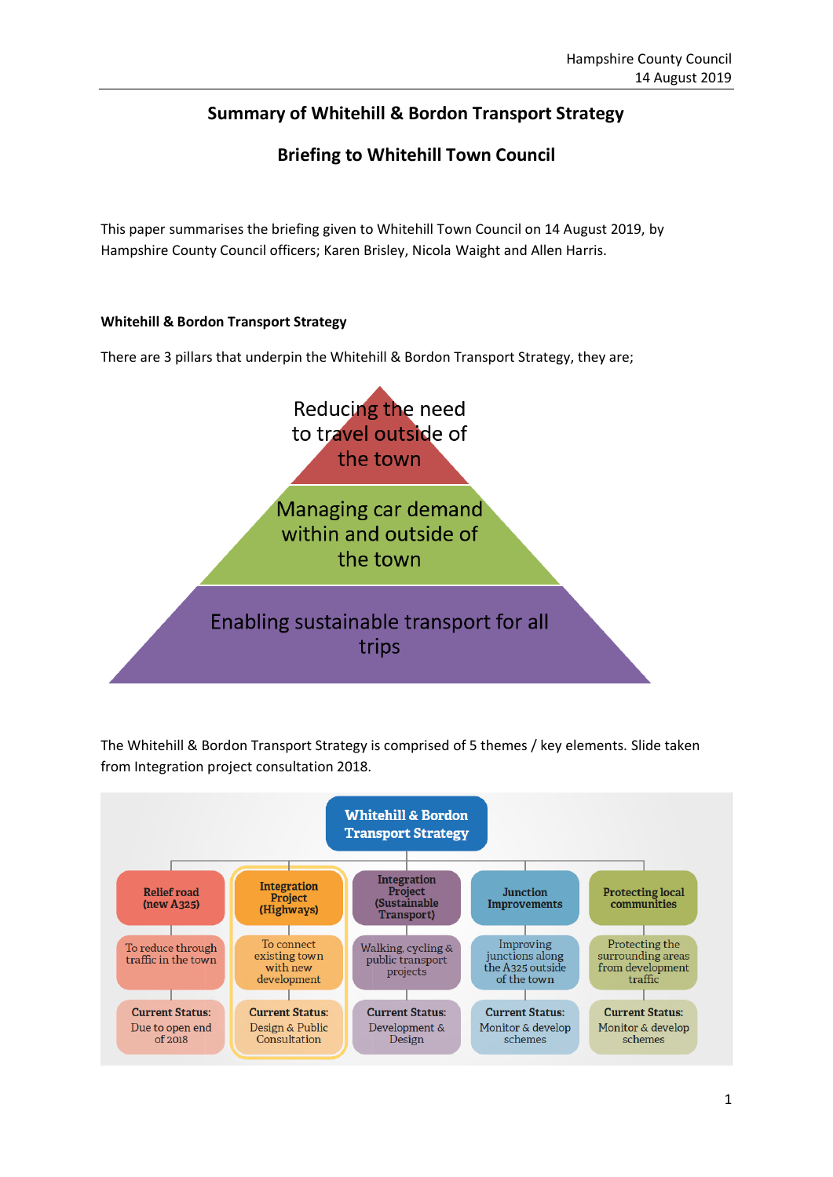# Summary of Whitehill & Bordon Transport Strategy

## Briefing to Whitehill Town Council

This paper summarises the briefing given to Whitehill Town Council on 14 August 2019, by Hampshire County Council officers; Karen Brisley, Nicola Waight and Allen Harris.

### Whitehill & Bordon Transport Strategy

There are 3 pillars that underpin the Whitehill & Bordon Transport Strategy, they are;

- Reducing the need to travel outside of the town
- Managing car demand within and outside of the town
- Enabling sustainable transport for all trips

The Whitehill & Bordon Transport Strategy is comprised of 5 themes / key elements. Slide taken from Integration project consultation 2018.

**Whitehill & Bordon Transport Strategy**

| Relief road (new A325) | Integration Project (Highways) | Integration Project (Sustainable Transport) | Junction Improvements | Protecting local communities |
|---|---|---|---|---|
| To reduce through traffic in the town | To connect existing town with new development | Walking, cycling & public transport projects | Improving junctions along the A325 outside of the town | Protecting the surrounding areas from development traffic |
| **Current Status:** Due to open end of 2018 | **Current Status:** Design & Public Consultation | **Current Status:** Development & Design | **Current Status:** Monitor & develop schemes | **Current Status:** Monitor & develop schemes |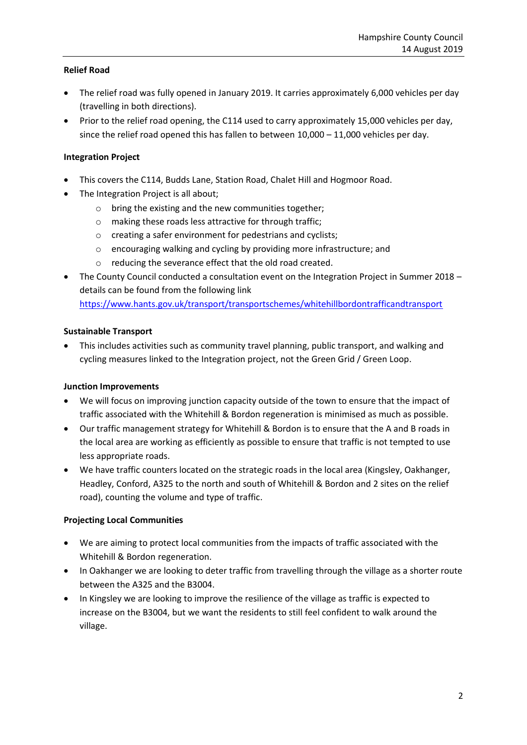**Relief Road**

- The relief road was fully opened in January 2019. It carries approximately 6,000 vehicles per day (travelling in both directions).
- Prior to the relief road opening, the C114 used to carry approximately 15,000 vehicles per day, since the relief road opened this has fallen to between 10,000 – 11,000 vehicles per day.

**Integration Project**

- This covers the C114, Budds Lane, Station Road, Chalet Hill and Hogmoor Road.
- The Integration Project is all about;
    - bring the existing and the new communities together;
    - making these roads less attractive for through traffic;
    - creating a safer environment for pedestrians and cyclists;
    - encouraging walking and cycling by providing more infrastructure; and
    - reducing the severance effect that the old road created.
- The County Council conducted a consultation event on the Integration Project in Summer 2018 – details can be found from the following link https://www.hants.gov.uk/transport/transportschemes/whitehillbordontrafficandtransport

**Sustainable Transport**

- This includes activities such as community travel planning, public transport, and walking and cycling measures linked to the Integration project, not the Green Grid / Green Loop.

**Junction Improvements**

- We will focus on improving junction capacity outside of the town to ensure that the impact of traffic associated with the Whitehill & Bordon regeneration is minimised as much as possible.
- Our traffic management strategy for Whitehill & Bordon is to ensure that the A and B roads in the local area are working as efficiently as possible to ensure that traffic is not tempted to use less appropriate roads.
- We have traffic counters located on the strategic roads in the local area (Kingsley, Oakhanger, Headley, Conford, A325 to the north and south of Whitehill & Bordon and 2 sites on the relief road), counting the volume and type of traffic.

**Projecting Local Communities**

- We are aiming to protect local communities from the impacts of traffic associated with the Whitehill & Bordon regeneration.
- In Oakhanger we are looking to deter traffic from travelling through the village as a shorter route between the A325 and the B3004.
- In Kingsley we are looking to improve the resilience of the village as traffic is expected to increase on the B3004, but we want the residents to still feel confident to walk around the village.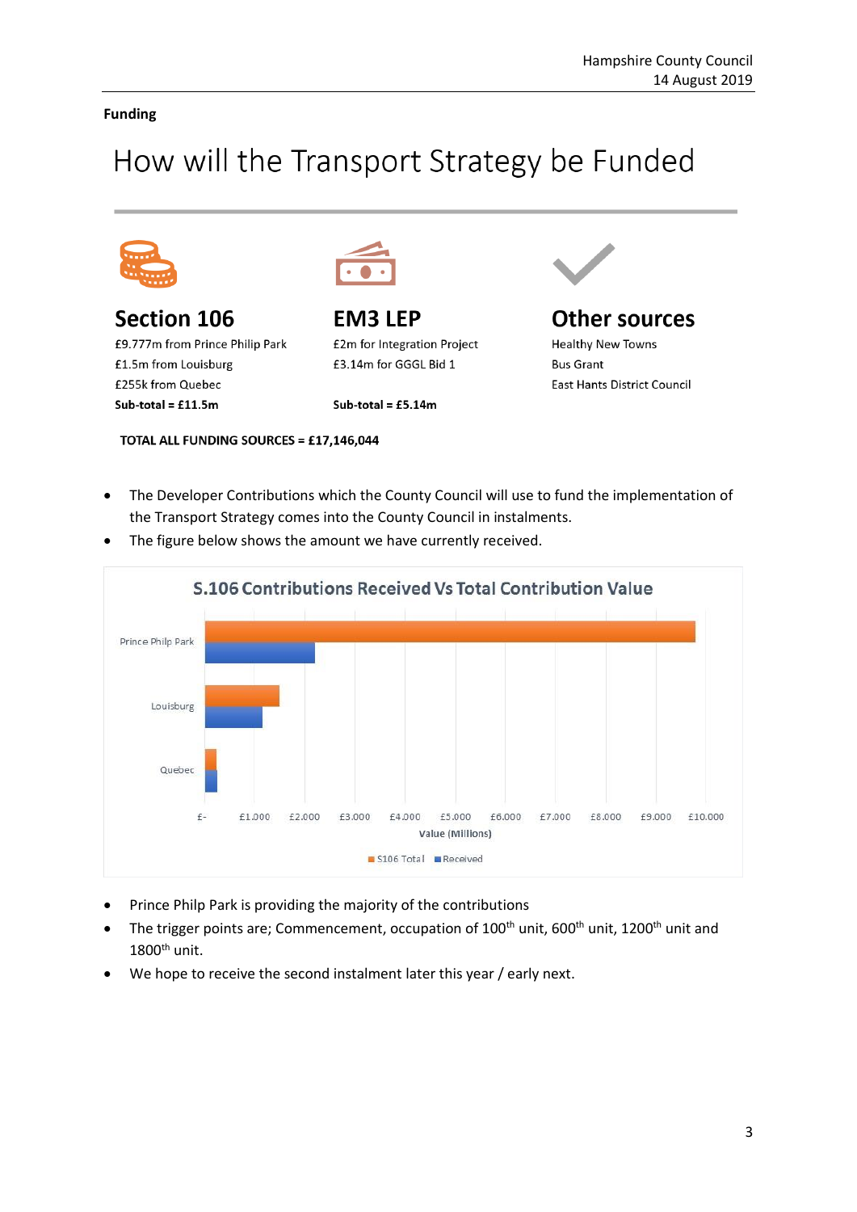**Funding**

# How will the Transport Strategy be Funded

## Section 106

£9.777m from Prince Philip Park
£1.5m from Louisburg
£255k from Quebec
**Sub-total = £11.5m**

## EM3 LEP

£2m for Integration Project
£3.14m for GGGL Bid 1
**Sub-total = £5.14m**

## Other sources

Healthy New Towns
Bus Grant
East Hants District Council

**TOTAL ALL FUNDING SOURCES = £17,146,044**

- The Developer Contributions which the County Council will use to fund the implementation of the Transport Strategy comes into the County Council in instalments.
- The figure below shows the amount we have currently received.

**S.106 Contributions Received Vs Total Contribution Value**

- Prince Philip Park is providing the majority of the contributions
- The trigger points are; Commencement, occupation of 100th unit, 600th unit, 1200th unit and 1800th unit.
- We hope to receive the second instalment later this year / early next.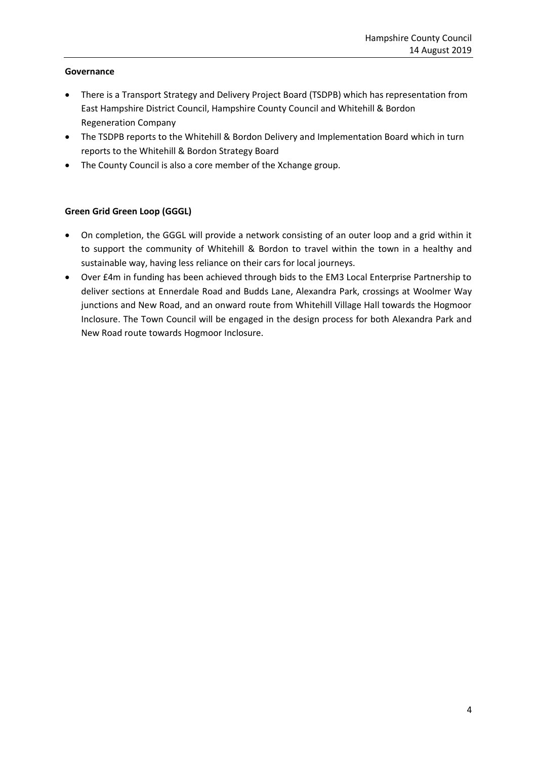**Governance**

- There is a Transport Strategy and Delivery Project Board (TSDPB) which has representation from East Hampshire District Council, Hampshire County Council and Whitehill & Bordon Regeneration Company
- The TSDPB reports to the Whitehill & Bordon Delivery and Implementation Board which in turn reports to the Whitehill & Bordon Strategy Board
- The County Council is also a core member of the Xchange group.

**Green Grid Green Loop (GGGL)**

- On completion, the GGGL will provide a network consisting of an outer loop and a grid within it to support the community of Whitehill & Bordon to travel within the town in a healthy and sustainable way, having less reliance on their cars for local journeys.
- Over £4m in funding has been achieved through bids to the EM3 Local Enterprise Partnership to deliver sections at Ennerdale Road and Budds Lane, Alexandra Park, crossings at Woolmer Way junctions and New Road, and an onward route from Whitehill Village Hall towards the Hogmoor Inclosure. The Town Council will be engaged in the design process for both Alexandra Park and New Road route towards Hogmoor Inclosure.